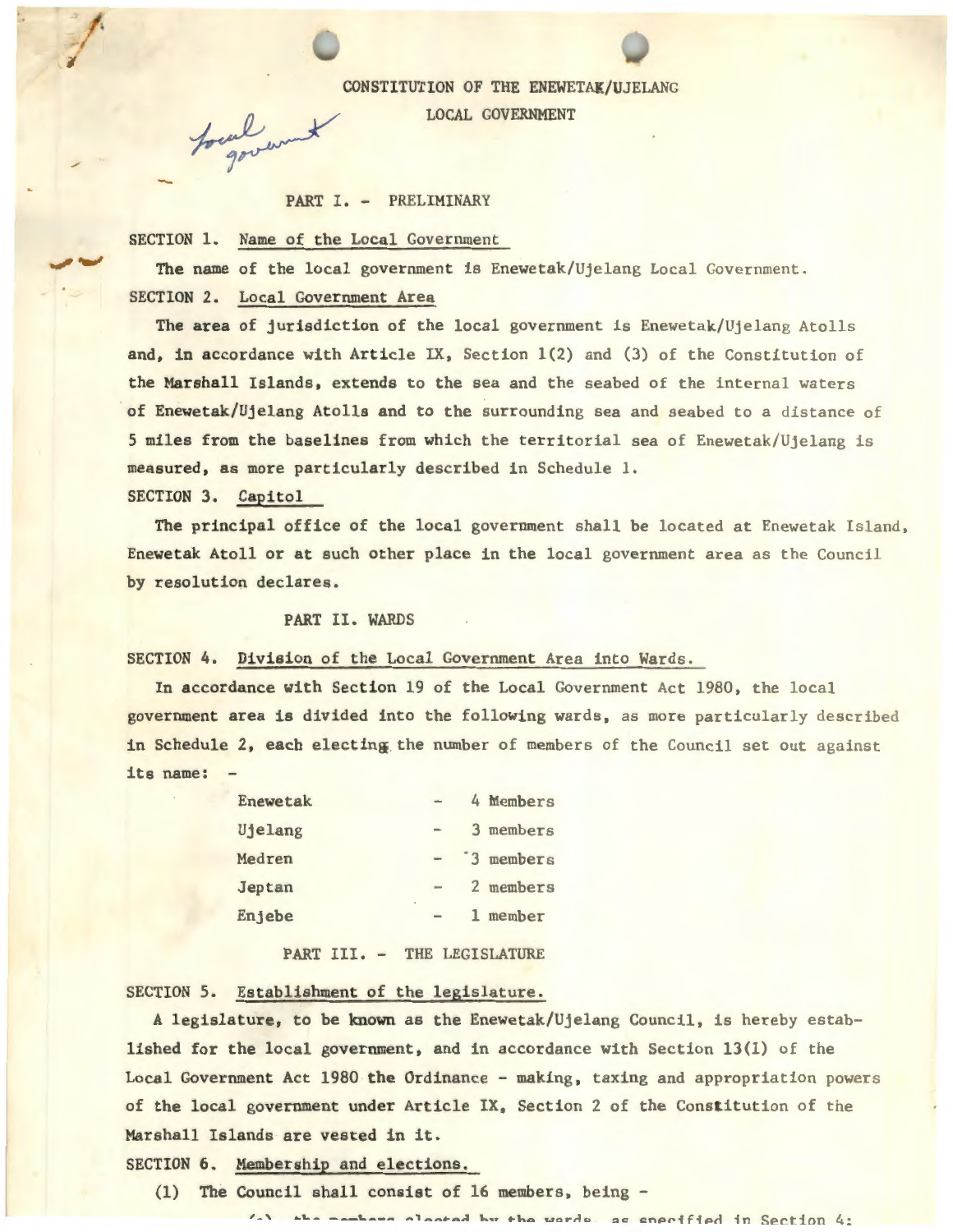# CONSTITUTION OF THE ENEWETAK/UJELANG LOCAL GOVERNMENT

## PART I. - PRELIMINARY

SECTION 1. Name of the Local Government

The name of the local government is Enewetak/Ujelang Local Government.

SECTION 2. Local Government Area

The area of jurisdiction of the local government is Enewetak/Ujelang Atolls and, in accordance with Article IX, Section 1(2) and (3) of the Constitution of the Marshall Islands, extends to the sea and the seabed of the internal waters of Enewetak/Ujelang Atolls and to the surrounding sea and seabed to a distance of 5 miles from the baselines from which the territorial sea of Enewetak/Ujelang is measured, as more particularly described in Schedule 1.

SECTION 3. Capitol

The principal office of the local government shall be located at Enewetak Island, Enewetak Atoll or at such other place in the local government area as the Council by resolution declares.

## PART II. WARDS

SECTION 4. Division of the Local Government Area into Wards.

In accordance with Section 19 of the Local Government Act 1980, the local government area is divided into the following wards, as more particularly described in Schedule 2, each electing the number of members of the Council set out against its name: -

| | | |
|---|---|---|
| Enewetak | - | 4 Members |
| Ujelang | - | 3 members |
| Medren | - | 3 members |
| Jeptan | - | 2 members |
| Enjebe | - | 1 member |

## PART III. - THE LEGISLATURE

SECTION 5. Establishment of the legislature.

A legislature, to be known as the Enewetak/Ujelang Council, is hereby established for the local government, and in accordance with Section 13(1) of the Local Government Act 1980 the Ordinance - making, taxing and appropriation powers of the local government under Article IX, Section 2 of the Constitution of the Marshall Islands are vested in it.

SECTION 6. Membership and elections.

(1) The Council shall consist of 16 members, being -

(a) the members elected by the wards, as specified in Section 4;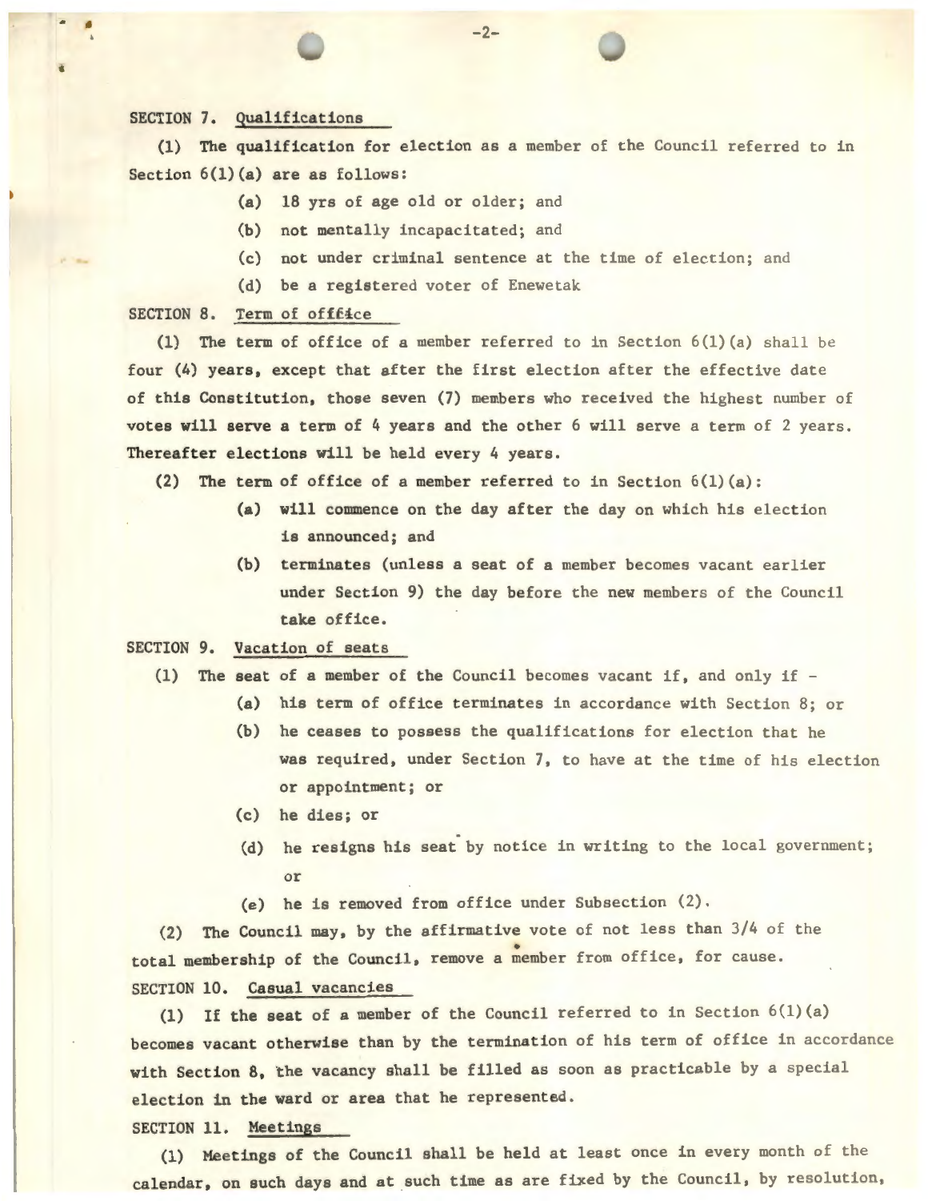SECTION 7. Qualifications

(1) The qualification for election as a member of the Council referred to in Section 6(1)(a) are as follows:

- (a) 18 yrs of age old or older; and
- (b) not mentally incapacitated; and
- (c) not under criminal sentence at the time of election; and
- (d) be a registered voter of Enewetak

SECTION 8. Term of offfice

(1) The term of office of a member referred to in Section 6(1)(a) shall be four (4) years, except that after the first election after the effective date of this Constitution, those seven (7) members who received the highest number of votes will serve a term of 4 years and the other 6 will serve a term of 2 years. Thereafter elections will be held every 4 years.

(2) The term of office of a member referred to in Section 6(1)(a):

- (a) will commence on the day after the day on which his election is announced; and
- (b) terminates (unless a seat of a member becomes vacant earlier under Section 9) the day before the new members of the Council take office.

SECTION 9. Vacation of seats

(1) The seat of a member of the Council becomes vacant if, and only if -

- (a) his term of office terminates in accordance with Section 8; or
- (b) he ceases to possess the qualifications for election that he was required, under Section 7, to have at the time of his election or appointment; or
- (c) he dies; or
- (d) he resigns his seat by notice in writing to the local government; or
- (e) he is removed from office under Subsection (2).

(2) The Council may, by the affirmative vote of not less than 3/4 of the total membership of the Council, remove a member from office, for cause.

SECTION 10. Casual vacancies

(1) If the seat of a member of the Council referred to in Section 6(1)(a) becomes vacant otherwise than by the termination of his term of office in accordance with Section 8, the vacancy shall be filled as soon as practicable by a special election in the ward or area that he represented.

SECTION 11. Meetings

(1) Meetings of the Council shall be held at least once in every month of the calendar, on such days and at such time as are fixed by the Council, by resolution,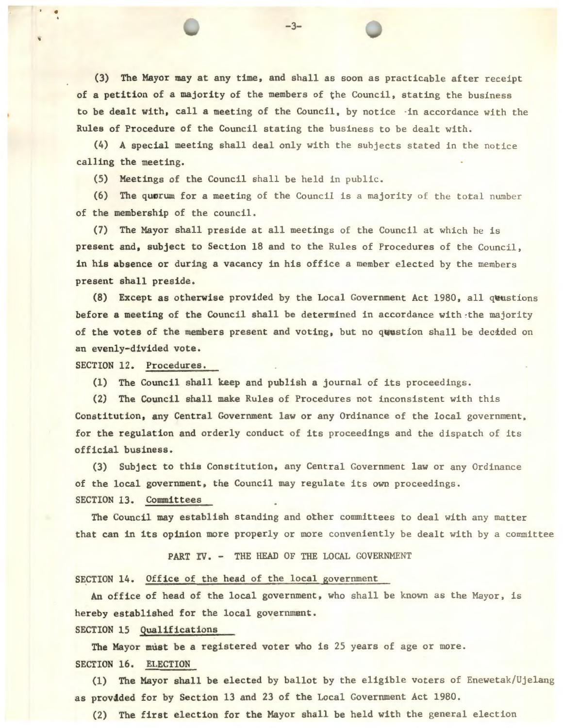(3) The Mayor may at any time, and shall as soon as practicable after receipt of a petition of a majority of the members of the Council, stating the business to be dealt with, call a meeting of the Council, by notice in accordance with the Rules of Procedure of the Council stating the business to be dealt with.

(4) A special meeting shall deal only with the subjects stated in the notice calling the meeting.

(5) Meetings of the Council shall be held in public.

(6) The quorum for a meeting of the Council is a majority of the total number of the membership of the council.

(7) The Mayor shall preside at all meetings of the Council at which he is present and, subject to Section 18 and to the Rules of Procedures of the Council, in his absence or during a vacancy in his office a member elected by the members present shall preside.

(8) Except as otherwise provided by the Local Government Act 1980, all questions before a meeting of the Council shall be determined in accordance with the majority of the votes of the members present and voting, but no question shall be decided on an evenly-divided vote.

SECTION 12. Procedures.

(1) The Council shall keep and publish a journal of its proceedings.

(2) The Council shall make Rules of Procedures not inconsistent with this Constitution, any Central Government law or any Ordinance of the local government, for the regulation and orderly conduct of its proceedings and the dispatch of its official business.

(3) Subject to this Constitution, any Central Government law or any Ordinance of the local government, the Council may regulate its own proceedings.

SECTION 13. Committees

The Council may establish standing and other committees to deal with any matter that can in its opinion more properly or more conveniently be dealt with by a committee

## PART IV. - THE HEAD OF THE LOCAL GOVERNMENT

SECTION 14. Office of the head of the local government

An office of head of the local government, who shall be known as the Mayor, is hereby established for the local government.

SECTION 15 Qualifications

The Mayor must be a registered voter who is 25 years of age or more.

SECTION 16. ELECTION

(1) The Mayor shall be elected by ballot by the eligible voters of Enewetak/Ujelang as provided for by Section 13 and 23 of the Local Government Act 1980.

(2) The first election for the Mayor shall be held with the general election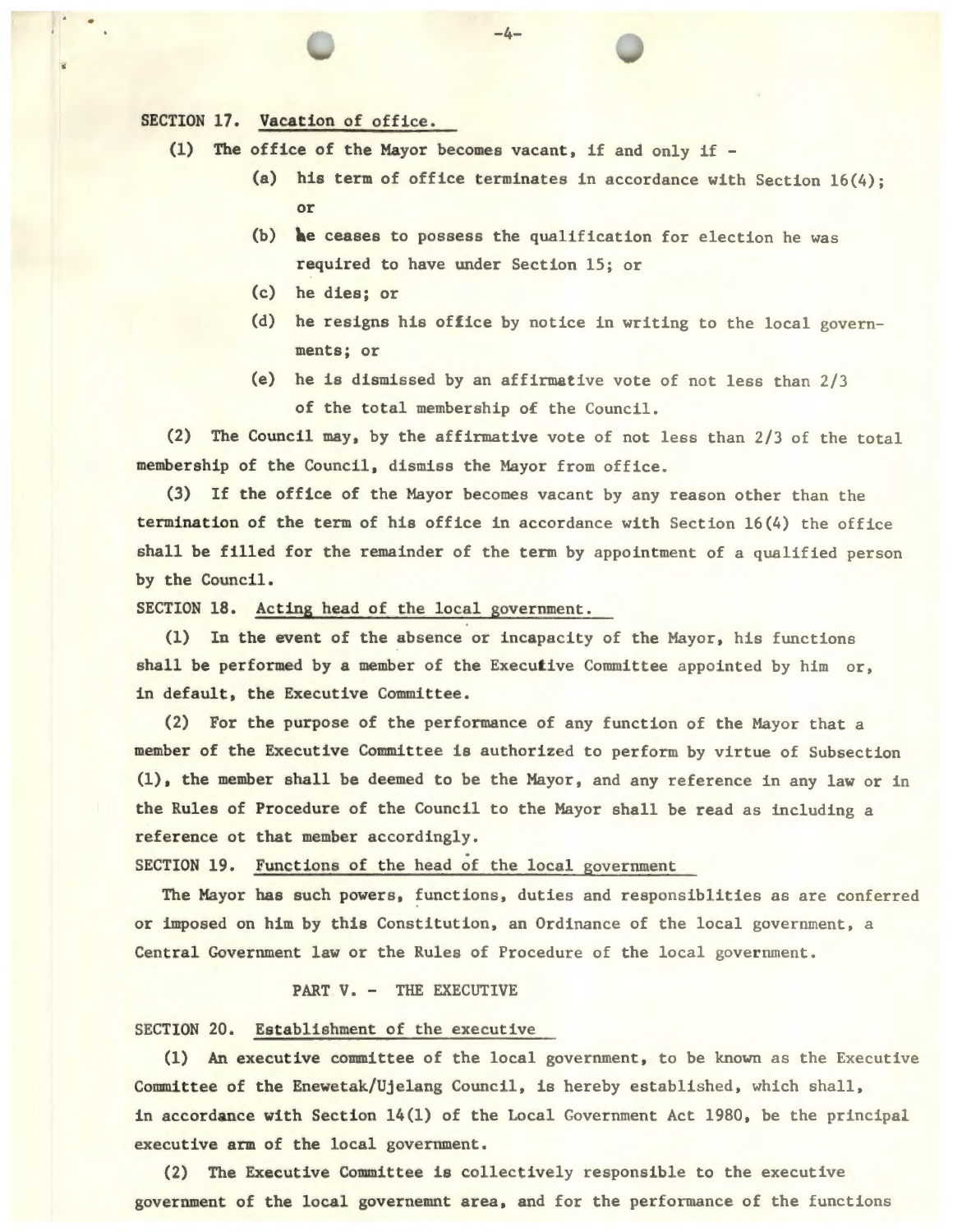SECTION 17. Vacation of office.

(1) The office of the Mayor becomes vacant, if and only if -

(a) his term of office terminates in accordance with Section 16(4); or

(b) he ceases to possess the qualification for election he was required to have under Section 15; or

(c) he dies; or

(d) he resigns his office by notice in writing to the local governments; or

(e) he is dismissed by an affirmative vote of not less than 2/3 of the total membership of the Council.

(2) The Council may, by the affirmative vote of not less than 2/3 of the total membership of the Council, dismiss the Mayor from office.

(3) If the office of the Mayor becomes vacant by any reason other than the termination of the term of his office in accordance with Section 16(4) the office shall be filled for the remainder of the term by appointment of a qualified person by the Council.

SECTION 18. Acting head of the local government.

(1) In the event of the absence or incapacity of the Mayor, his functions shall be performed by a member of the Executive Committee appointed by him or, in default, the Executive Committee.

(2) For the purpose of the performance of any function of the Mayor that a member of the Executive Committee is authorized to perform by virtue of Subsection (1), the member shall be deemed to be the Mayor, and any reference in any law or in the Rules of Procedure of the Council to the Mayor shall be read as including a reference ot that member accordingly.

SECTION 19. Functions of the head of the local government

The Mayor has such powers, functions, duties and responsiblities as are conferred or imposed on him by this Constitution, an Ordinance of the local government, a Central Government law or the Rules of Procedure of the local government.

PART V. - THE EXECUTIVE

SECTION 20. Establishment of the executive

(1) An executive committee of the local government, to be known as the Executive Committee of the Enewetak/Ujelang Council, is hereby established, which shall, in accordance with Section 14(1) of the Local Government Act 1980, be the principal executive arm of the local government.

(2) The Executive Committee is collectively responsible to the executive government of the local governemnt area, and for the performance of the functions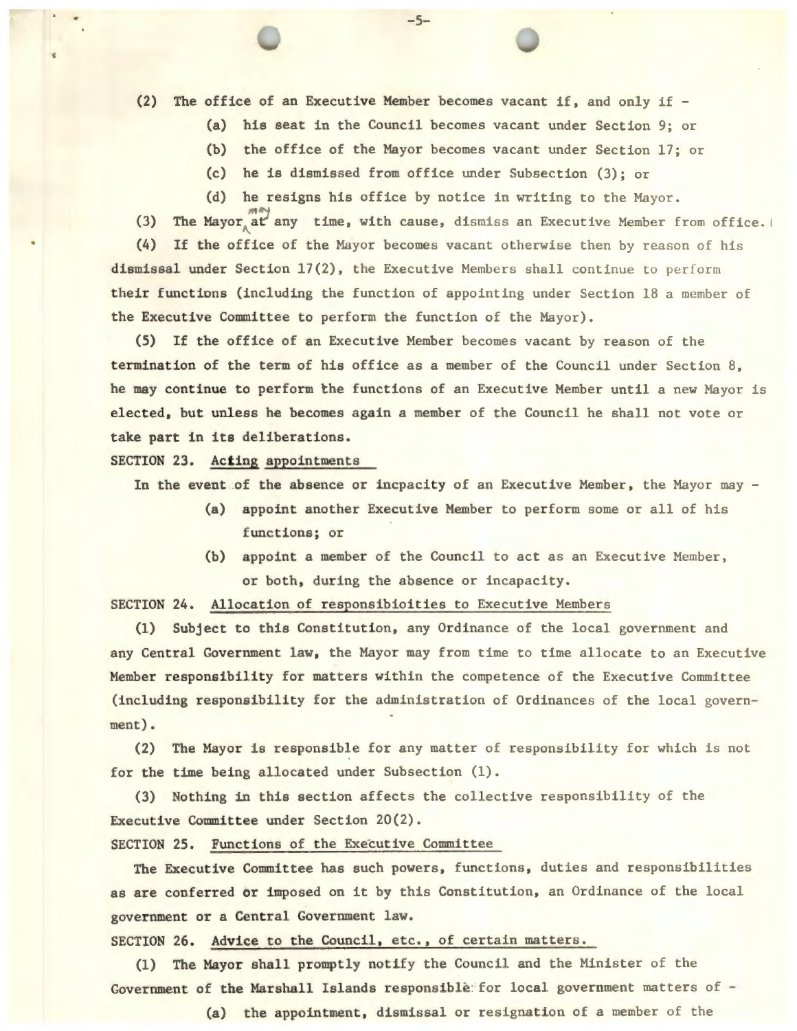(2) The office of an Executive Member becomes vacant if, and only if -

(a) his seat in the Council becomes vacant under Section 9; or

(b) the office of the Mayor becomes vacant under Section 17; or

(c) he is dismissed from office under Subsection (3); or

(d) he resigns his office by notice in writing to the Mayor.

(3) The Mayor may at any time, with cause, dismiss an Executive Member from office.

(4) If the office of the Mayor becomes vacant otherwise then by reason of his dismissal under Section 17(2), the Executive Members shall continue to perform their functions (including the function of appointing under Section 18 a member of the Executive Committee to perform the function of the Mayor).

(5) If the office of an Executive Member becomes vacant by reason of the termination of the term of his office as a member of the Council under Section 8, he may continue to perform the functions of an Executive Member until a new Mayor is elected, but unless he becomes again a member of the Council he shall not vote or take part in its deliberations.

SECTION 23. Acting appointments

In the event of the absence or incpacity of an Executive Member, the Mayor may -

(a) appoint another Executive Member to perform some or all of his functions; or

(b) appoint a member of the Council to act as an Executive Member, or both, during the absence or incapacity.

SECTION 24. Allocation of responsibioities to Executive Members

(1) Subject to this Constitution, any Ordinance of the local government and any Central Government law, the Mayor may from time to time allocate to an Executive Member responsibility for matters within the competence of the Executive Committee (including responsibility for the administration of Ordinances of the local government).

(2) The Mayor is responsible for any matter of responsibility for which is not for the time being allocated under Subsection (1).

(3) Nothing in this section affects the collective responsibility of the Executive Committee under Section 20(2).

SECTION 25. Functions of the Executive Committee

The Executive Committee has such powers, functions, duties and responsibilities as are conferred or imposed on it by this Constitution, an Ordinance of the local government or a Central Government law.

SECTION 26. Advice to the Council, etc., of certain matters.

(1) The Mayor shall promptly notify the Council and the Minister of the Government of the Marshall Islands responsible for local government matters of -

(a) the appointment, dismissal or resignation of a member of the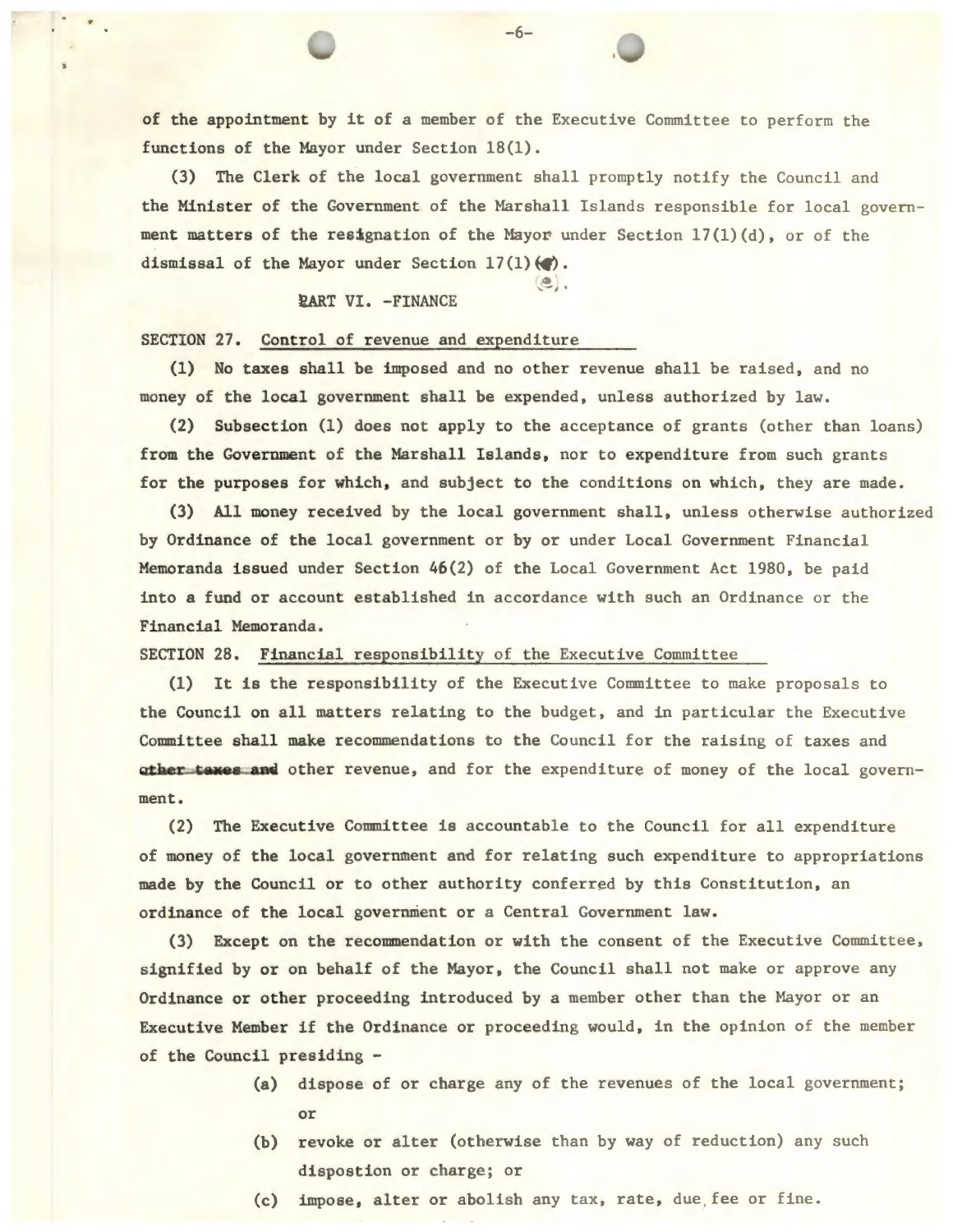of the appointment by it of a member of the Executive Committee to perform the functions of the Mayor under Section 18(1).

(3) The Clerk of the local government shall promptly notify the Council and the Minister of the Government of the Marshall Islands responsible for local government matters of the resignation of the Mayor under Section 17(1)(d), or of the dismissal of the Mayor under Section 17(1)(e).

PART VI. -FINANCE

SECTION 27. Control of revenue and expenditure

(1) No taxes shall be imposed and no other revenue shall be raised, and no money of the local government shall be expended, unless authorized by law.

(2) Subsection (1) does not apply to the acceptance of grants (other than loans) from the Government of the Marshall Islands, nor to expenditure from such grants for the purposes for which, and subject to the conditions on which, they are made.

(3) All money received by the local government shall, unless otherwise authorized by Ordinance of the local government or by or under Local Government Financial Memoranda issued under Section 46(2) of the Local Government Act 1980, be paid into a fund or account established in accordance with such an Ordinance or the Financial Memoranda.

SECTION 28. Financial responsibility of the Executive Committee

(1) It is the responsibility of the Executive Committee to make proposals to the Council on all matters relating to the budget, and in particular the Executive Committee shall make recommendations to the Council for the raising of taxes and ~~other taxes and~~ other revenue, and for the expenditure of money of the local government.

(2) The Executive Committee is accountable to the Council for all expenditure of money of the local government and for relating such expenditure to appropriations made by the Council or to other authority conferred by this Constitution, an ordinance of the local government or a Central Government law.

(3) Except on the recommendation or with the consent of the Executive Committee, signified by or on behalf of the Mayor, the Council shall not make or approve any Ordinance or other proceeding introduced by a member other than the Mayor or an Executive Member if the Ordinance or proceeding would, in the opinion of the member of the Council presiding -

(a) dispose of or charge any of the revenues of the local government; or

(b) revoke or alter (otherwise than by way of reduction) any such dispostion or charge; or

(c) impose, alter or abolish any tax, rate, due, fee or fine.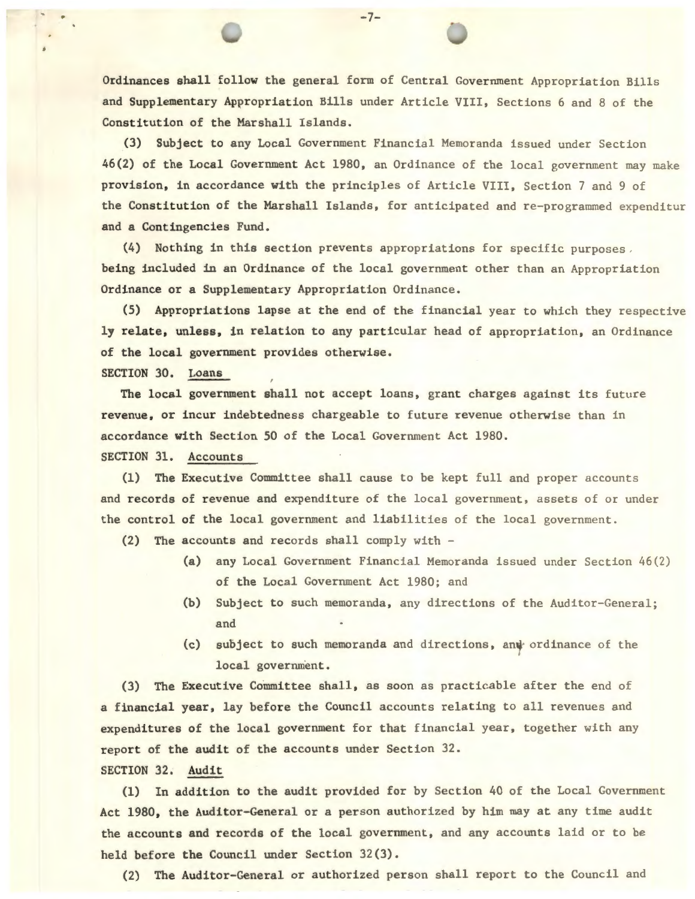Ordinances shall follow the general form of Central Government Appropriation Bills and Supplementary Appropriation Bills under Article VIII, Sections 6 and 8 of the Constitution of the Marshall Islands.

(3) Subject to any Local Government Financial Memoranda issued under Section 46(2) of the Local Government Act 1980, an Ordinance of the local government may make provision, in accordance with the principles of Article VIII, Section 7 and 9 of the Constitution of the Marshall Islands, for anticipated and re-programmed expenditur and a Contingencies Fund.

(4) Nothing in this section prevents appropriations for specific purposes being included in an Ordinance of the local government other than an Appropriation Ordinance or a Supplementary Appropriation Ordinance.

(5) Appropriations lapse at the end of the financial year to which they respective ly relate, unless, in relation to any particular head of appropriation, an Ordinance of the local government provides otherwise.

SECTION 30. Loans

The local government shall not accept loans, grant charges against its future revenue, or incur indebtedness chargeable to future revenue otherwise than in accordance with Section 50 of the Local Government Act 1980.

SECTION 31. Accounts

(1) The Executive Committee shall cause to be kept full and proper accounts and records of revenue and expenditure of the local government, assets of or under the control of the local government and liabilities of the local government.

(2) The accounts and records shall comply with -

(a) any Local Government Financial Memoranda issued under Section 46(2) of the Local Government Act 1980; and

(b) Subject to such memoranda, any directions of the Auditor-General; and

(c) subject to such memoranda and directions, any ordinance of the local government.

(3) The Executive Committee shall, as soon as practicable after the end of a financial year, lay before the Council accounts relating to all revenues and expenditures of the local government for that financial year, together with any report of the audit of the accounts under Section 32.

SECTION 32. Audit

(1) In addition to the audit provided for by Section 40 of the Local Government Act 1980, the Auditor-General or a person authorized by him may at any time audit the accounts and records of the local government, and any accounts laid or to be held before the Council under Section 32(3).

(2) The Auditor-General or authorized person shall report to the Council and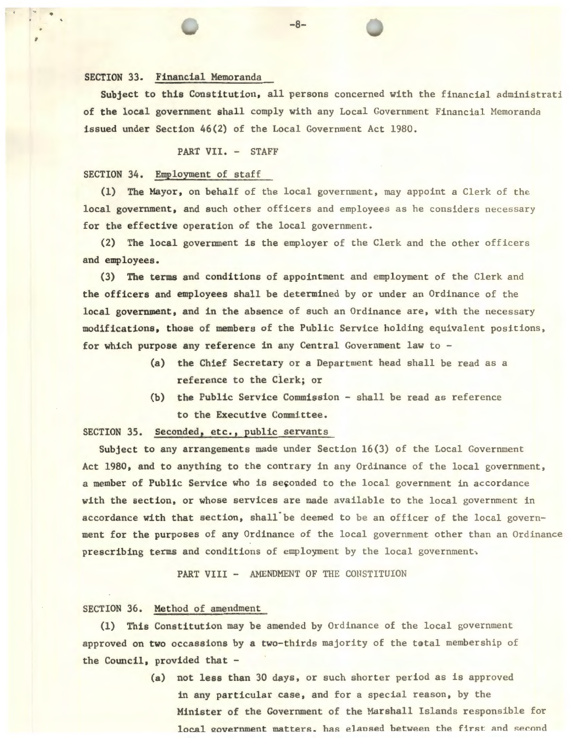SECTION 33. Financial Memoranda

Subject to this Constitution, all persons concerned with the financial administrati of the local government shall comply with any Local Government Financial Memoranda issued under Section 46(2) of the Local Government Act 1980.

PART VII. - STAFF

SECTION 34. Employment of staff

(1) The Mayor, on behalf of the local government, may appoint a Clerk of the local government, and such other officers and employees as he considers necessary for the effective operation of the local government.

(2) The local government is the employer of the Clerk and the other officers and employees.

(3) The terms and conditions of appointment and employment of the Clerk and the officers and employees shall be determined by or under an Ordinance of the local government, and in the absence of such an Ordinance are, with the necessary modifications, those of members of the Public Service holding equivalent positions, for which purpose any reference in any Central Government law to -

> (a) the Chief Secretary or a Department head shall be read as a reference to the Clerk; or
>
> (b) the Public Service Commission - shall be read as reference to the Executive Committee.

SECTION 35. Seconded, etc., public servants

Subject to any arrangements made under Section 16(3) of the Local Government Act 1980, and to anything to the contrary in any Ordinance of the local government, a member of Public Service who is seconded to the local government in accordance with the section, or whose services are made available to the local government in accordance with that section, shall be deemed to be an officer of the local government for the purposes of any Ordinance of the local government other than an Ordinance prescribing terms and conditions of employment by the local government.

PART VIII - AMENDMENT OF THE CONSTITUION

SECTION 36. Method of amendment

(1) This Constitution may be amended by Ordinance of the local government approved on two occassions by a two-thirds majority of the total membership of the Council, provided that -

> (a) not less than 30 days, or such shorter period as is approved in any particular case, and for a special reason, by the Minister of the Government of the Marshall Islands responsible for local government matters, has elapsed between the first and second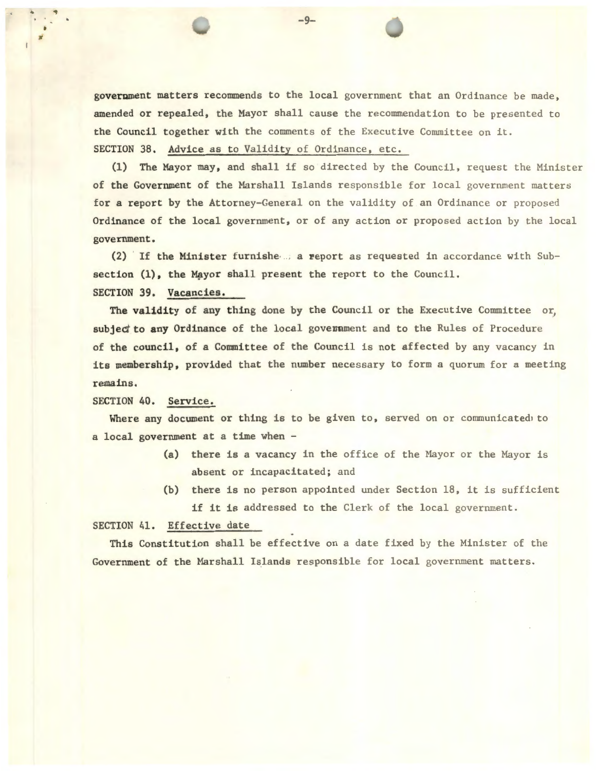government matters recommends to the local government that an Ordinance be made, amended or repealed, the Mayor shall cause the recommendation to be presented to the Council together with the comments of the Executive Committee on it.

SECTION 38. Advice as to Validity of Ordinance, etc.

(1) The Mayor may, and shall if so directed by the Council, request the Minister of the Government of the Marshall Islands responsible for local government matters for a report by the Attorney-General on the validity of an Ordinance or proposed Ordinance of the local government, or of any action or proposed action by the local government.

(2) If the Minister furnishes a report as requested in accordance with Sub-section (1), the Mayor shall present the report to the Council.

SECTION 39. Vacancies.

The validity of any thing done by the Council or the Executive Committee or, subject to any Ordinance of the local government and to the Rules of Procedure of the council, of a Committee of the Council is not affected by any vacancy in its membership, provided that the number necessary to form a quorum for a meeting remains.

SECTION 40. Service.

Where any document or thing is to be given to, served on or communicated to a local government at a time when -

(a) there is a vacancy in the office of the Mayor or the Mayor is absent or incapacitated; and

(b) there is no person appointed under Section 18, it is sufficient if it is addressed to the Clerk of the local government.

SECTION 41. Effective date

This Constitution shall be effective on a date fixed by the Minister of the Government of the Marshall Islands responsible for local government matters.